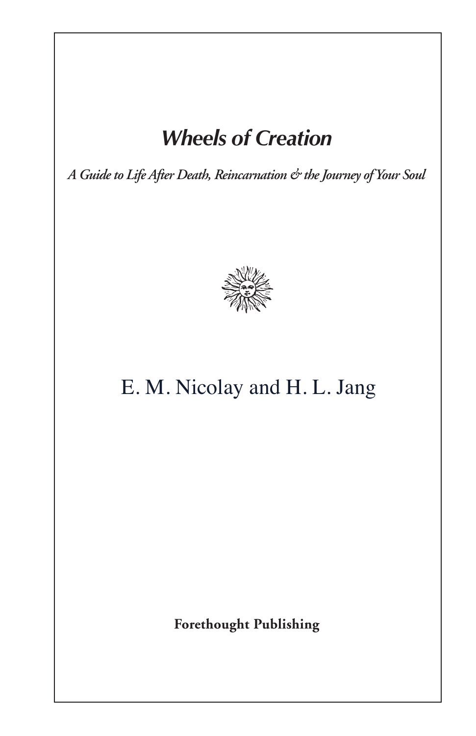# *Wheels of Creation*

*A Guide to Life After Death, Reincarnation & the Journey of Your Soul*

E. M. Nicolay and H. L. Jang

**Forethought Publishing**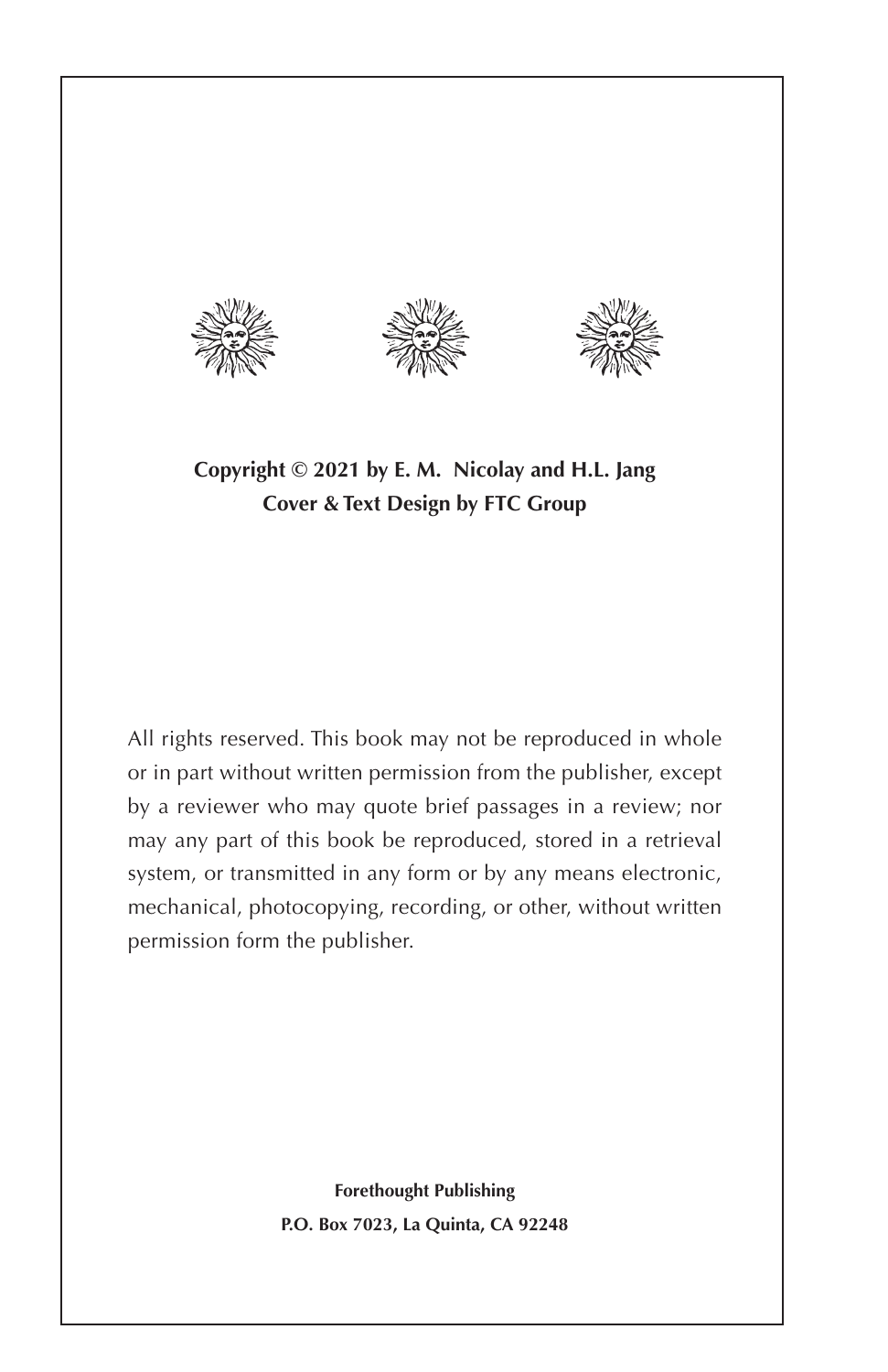**Copyright © 2021 by E. M. Nicolay and H.L. Jang**
**Cover & Text Design by FTC Group**

All rights reserved. This book may not be reproduced in whole or in part without written permission from the publisher, except by a reviewer who may quote brief passages in a review; nor may any part of this book be reproduced, stored in a retrieval system, or transmitted in any form or by any means electronic, mechanical, photocopying, recording, or other, without written permission form the publisher.

**Forethought Publishing**
**P.O. Box 7023, La Quinta, CA 92248**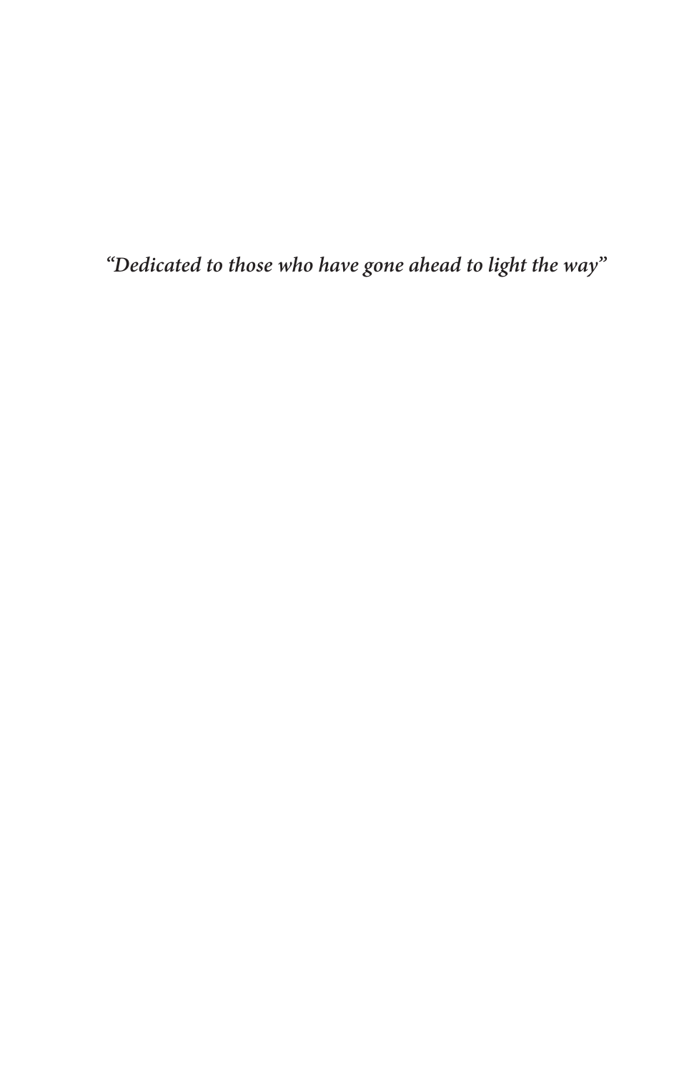*“Dedicated to those who have gone ahead to light the way”*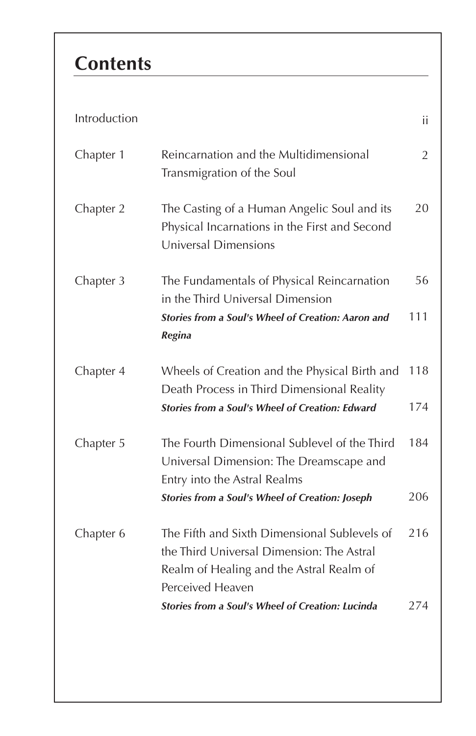# Contents

| | | |
|---|---|---|
| Introduction | | ii |
| Chapter 1 | Reincarnation and the Multidimensional Transmigration of the Soul | 2 |
| Chapter 2 | The Casting of a Human Angelic Soul and its Physical Incarnations in the First and Second Universal Dimensions | 20 |
| Chapter 3 | The Fundamentals of Physical Reincarnation in the Third Universal Dimension | 56 |
| | ***Stories from a Soul's Wheel of Creation: Aaron and Regina*** | 111 |
| Chapter 4 | Wheels of Creation and the Physical Birth and Death Process in Third Dimensional Reality | 118 |
| | ***Stories from a Soul's Wheel of Creation: Edward*** | 174 |
| Chapter 5 | The Fourth Dimensional Sublevel of the Third Universal Dimension: The Dreamscape and Entry into the Astral Realms | 184 |
| | ***Stories from a Soul's Wheel of Creation: Joseph*** | 206 |
| Chapter 6 | The Fifth and Sixth Dimensional Sublevels of the Third Universal Dimension: The Astral Realm of Healing and the Astral Realm of Perceived Heaven | 216 |
| | ***Stories from a Soul's Wheel of Creation: Lucinda*** | 274 |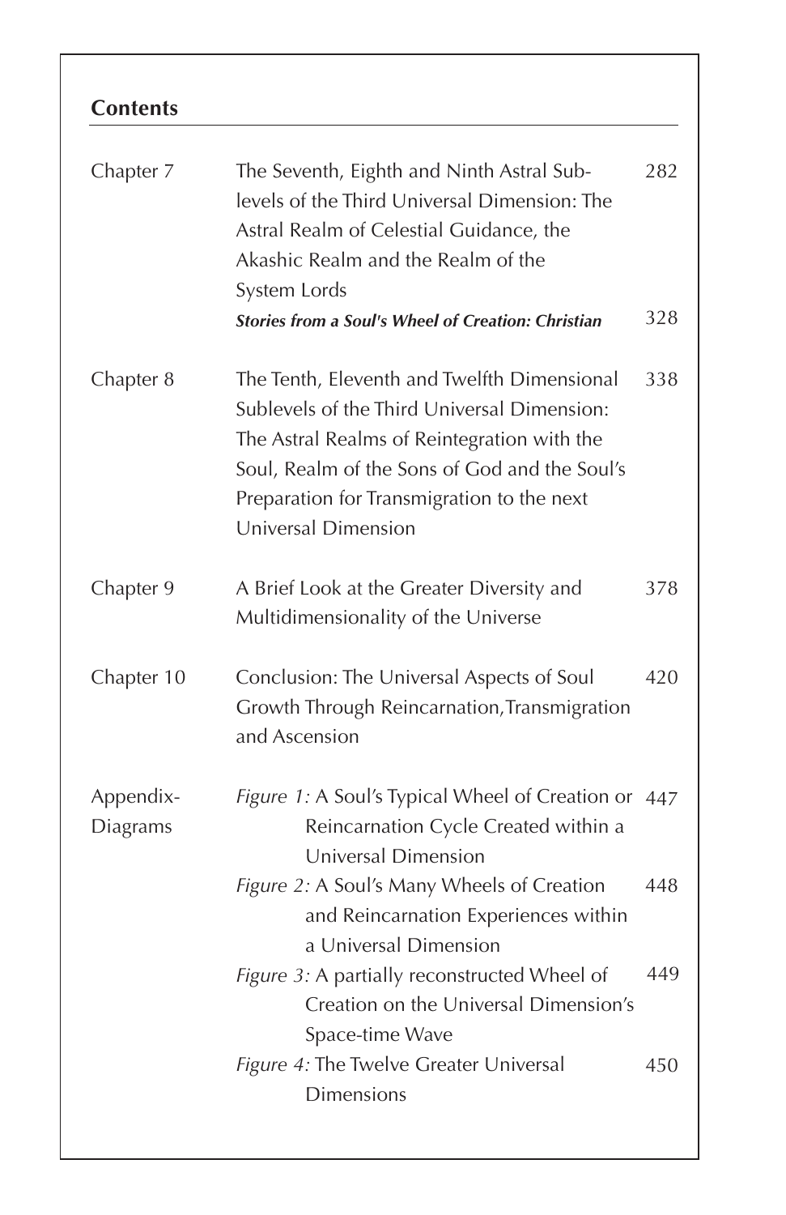## Contents

| | | |
|---|---|---|
| Chapter 7 | The Seventh, Eighth and Ninth Astral Sub-levels of the Third Universal Dimension: The Astral Realm of Celestial Guidance, the Akashic Realm and the Realm of the System Lords | 282 |
| | ***Stories from a Soul's Wheel of Creation: Christian*** | 328 |
| Chapter 8 | The Tenth, Eleventh and Twelfth Dimensional Sublevels of the Third Universal Dimension: The Astral Realms of Reintegration with the Soul, Realm of the Sons of God and the Soul's Preparation for Transmigration to the next Universal Dimension | 338 |
| Chapter 9 | A Brief Look at the Greater Diversity and Multidimensionality of the Universe | 378 |
| Chapter 10 | Conclusion: The Universal Aspects of Soul Growth Through Reincarnation,Transmigration and Ascension | 420 |
| Appendix-Diagrams | *Figure 1:* A Soul's Typical Wheel of Creation or Reincarnation Cycle Created within a Universal Dimension | 447 |
| | *Figure 2:* A Soul's Many Wheels of Creation and Reincarnation Experiences within a Universal Dimension | 448 |
| | *Figure 3:* A partially reconstructed Wheel of Creation on the Universal Dimension's Space-time Wave | 449 |
| | *Figure 4:* The Twelve Greater Universal Dimensions | 450 |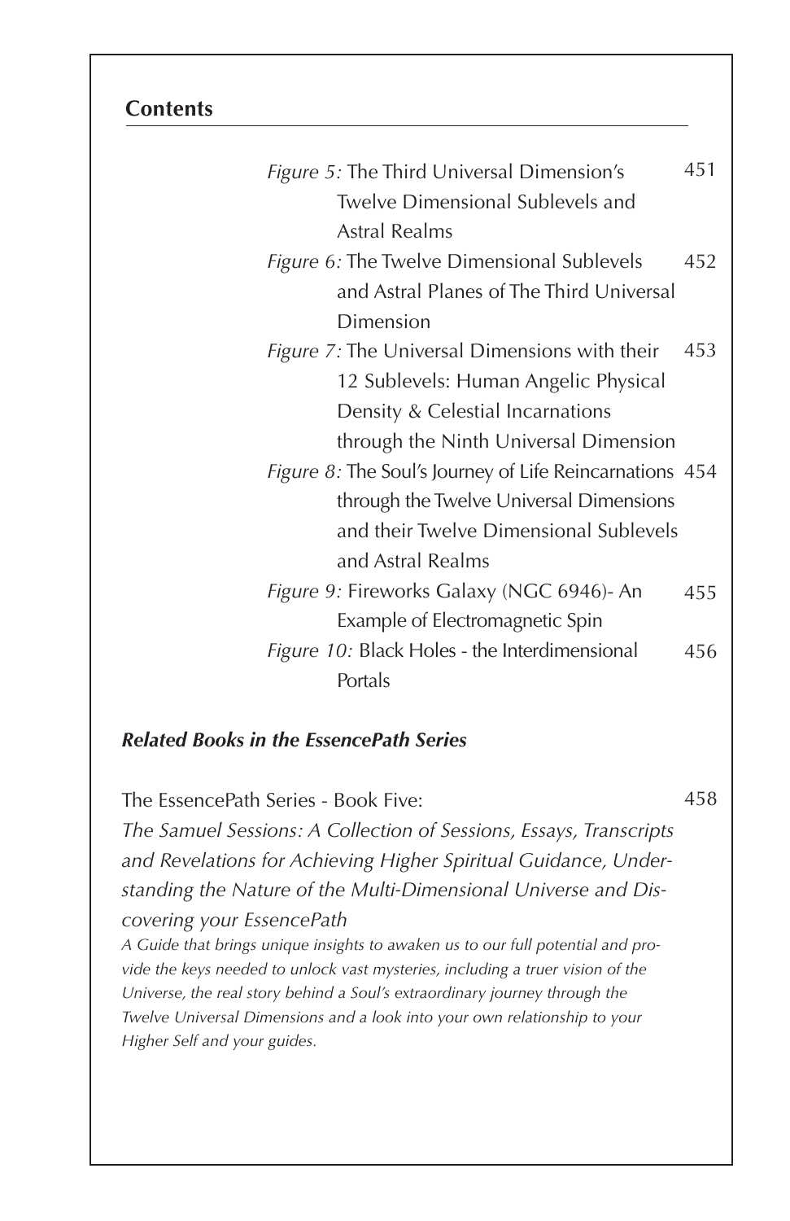## Contents

*Figure 5:* The Third Universal Dimension's Twelve Dimensional Sublevels and Astral Realms — 451

*Figure 6:* The Twelve Dimensional Sublevels and Astral Planes of The Third Universal Dimension — 452

*Figure 7:* The Universal Dimensions with their 12 Sublevels: Human Angelic Physical Density & Celestial Incarnations through the Ninth Universal Dimension — 453

*Figure 8:* The Soul's Journey of Life Reincarnations through the Twelve Universal Dimensions and their Twelve Dimensional Sublevels and Astral Realms — 454

*Figure 9:* Fireworks Galaxy (NGC 6946)- An Example of Electromagnetic Spin — 455

*Figure 10:* Black Holes - the Interdimensional Portals — 456

***Related Books in the EssencePath Series***

The EssencePath Series - Book Five: — 458

*The Samuel Sessions: A Collection of Sessions, Essays, Transcripts and Revelations for Achieving Higher Spiritual Guidance, Understanding the Nature of the Multi-Dimensional Universe and Discovering your EssencePath*

*A Guide that brings unique insights to awaken us to our full potential and provide the keys needed to unlock vast mysteries, including a truer vision of the Universe, the real story behind a Soul's extraordinary journey through the Twelve Universal Dimensions and a look into your own relationship to your Higher Self and your guides.*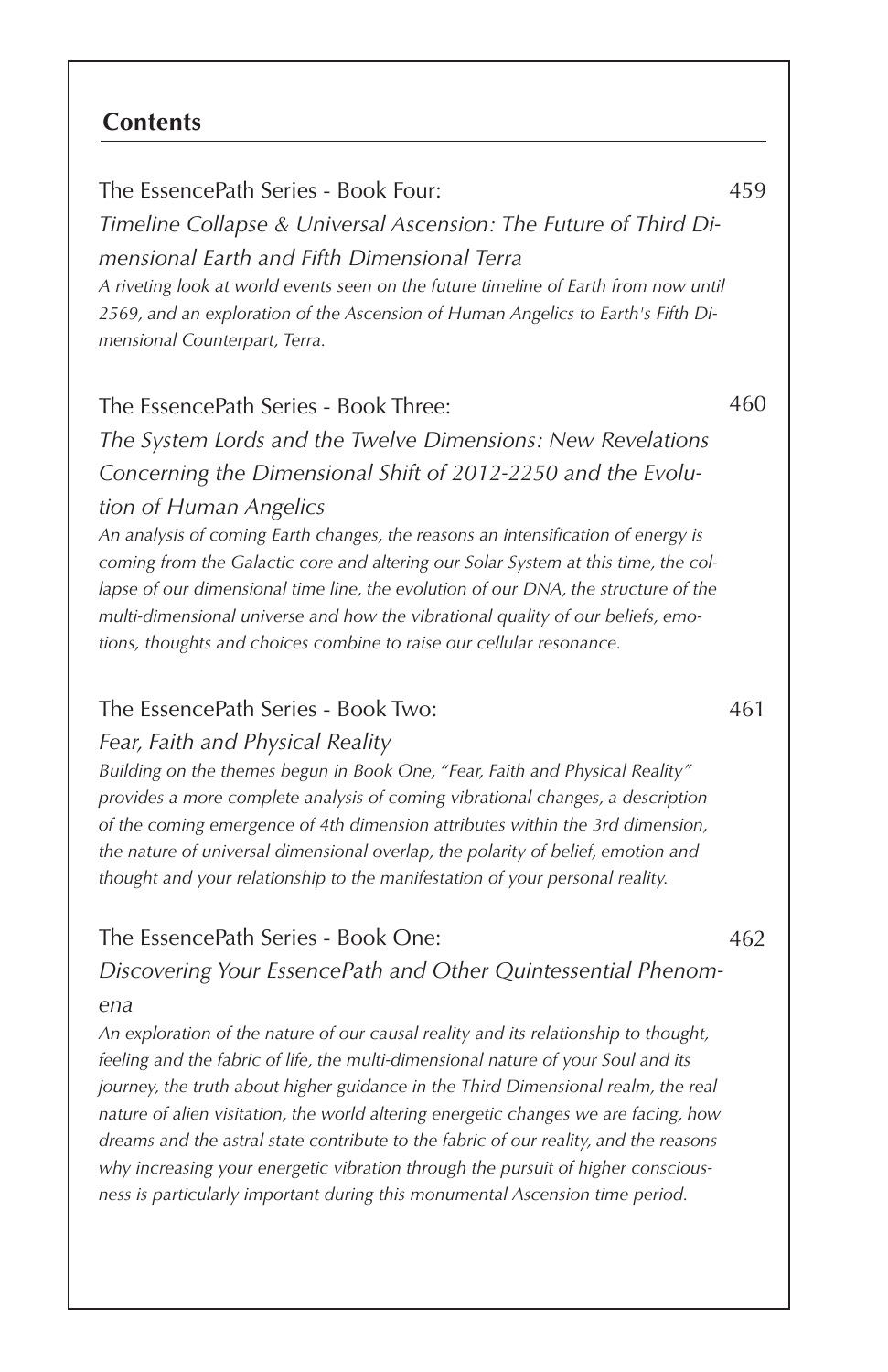## Contents

The EssencePath Series - Book Four: 459

*Timeline Collapse & Universal Ascension: The Future of Third Dimensional Earth and Fifth Dimensional Terra*

*A riveting look at world events seen on the future timeline of Earth from now until 2569, and an exploration of the Ascension of Human Angelics to Earth's Fifth Dimensional Counterpart, Terra.*

The EssencePath Series - Book Three: 460

*The System Lords and the Twelve Dimensions: New Revelations Concerning the Dimensional Shift of 2012-2250 and the Evolution of Human Angelics*

*An analysis of coming Earth changes, the reasons an intensification of energy is coming from the Galactic core and altering our Solar System at this time, the collapse of our dimensional time line, the evolution of our DNA, the structure of the multi-dimensional universe and how the vibrational quality of our beliefs, emotions, thoughts and choices combine to raise our cellular resonance.*

The EssencePath Series - Book Two: 461

*Fear, Faith and Physical Reality*

*Building on the themes begun in Book One, "Fear, Faith and Physical Reality" provides a more complete analysis of coming vibrational changes, a description of the coming emergence of 4th dimension attributes within the 3rd dimension, the nature of universal dimensional overlap, the polarity of belief, emotion and thought and your relationship to the manifestation of your personal reality.*

The EssencePath Series - Book One: 462

*Discovering Your EssencePath and Other Quintessential Phenomena*

*An exploration of the nature of our causal reality and its relationship to thought, feeling and the fabric of life, the multi-dimensional nature of your Soul and its journey, the truth about higher guidance in the Third Dimensional realm, the real nature of alien visitation, the world altering energetic changes we are facing, how dreams and the astral state contribute to the fabric of our reality, and the reasons why increasing your energetic vibration through the pursuit of higher consciousness is particularly important during this monumental Ascension time period.*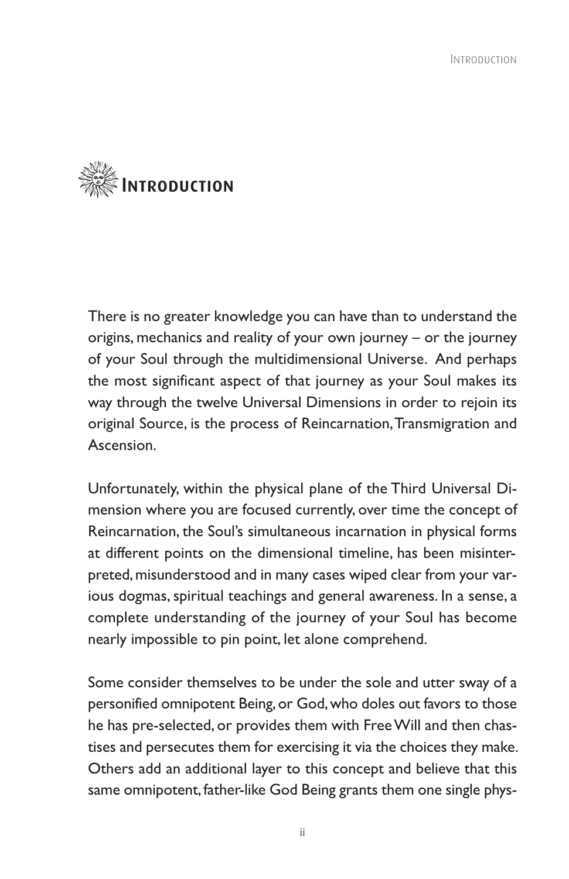# Introduction

There is no greater knowledge you can have than to understand the origins, mechanics and reality of your own journey – or the journey of your Soul through the multidimensional Universe. And perhaps the most significant aspect of that journey as your Soul makes its way through the twelve Universal Dimensions in order to rejoin its original Source, is the process of Reincarnation, Transmigration and Ascension.

Unfortunately, within the physical plane of the Third Universal Dimension where you are focused currently, over time the concept of Reincarnation, the Soul's simultaneous incarnation in physical forms at different points on the dimensional timeline, has been misinterpreted, misunderstood and in many cases wiped clear from your various dogmas, spiritual teachings and general awareness. In a sense, a complete understanding of the journey of your Soul has become nearly impossible to pin point, let alone comprehend.

Some consider themselves to be under the sole and utter sway of a personified omnipotent Being, or God, who doles out favors to those he has pre-selected, or provides them with Free Will and then chastises and persecutes them for exercising it via the choices they make. Others add an additional layer to this concept and believe that this same omnipotent, father-like God Being grants them one single phys-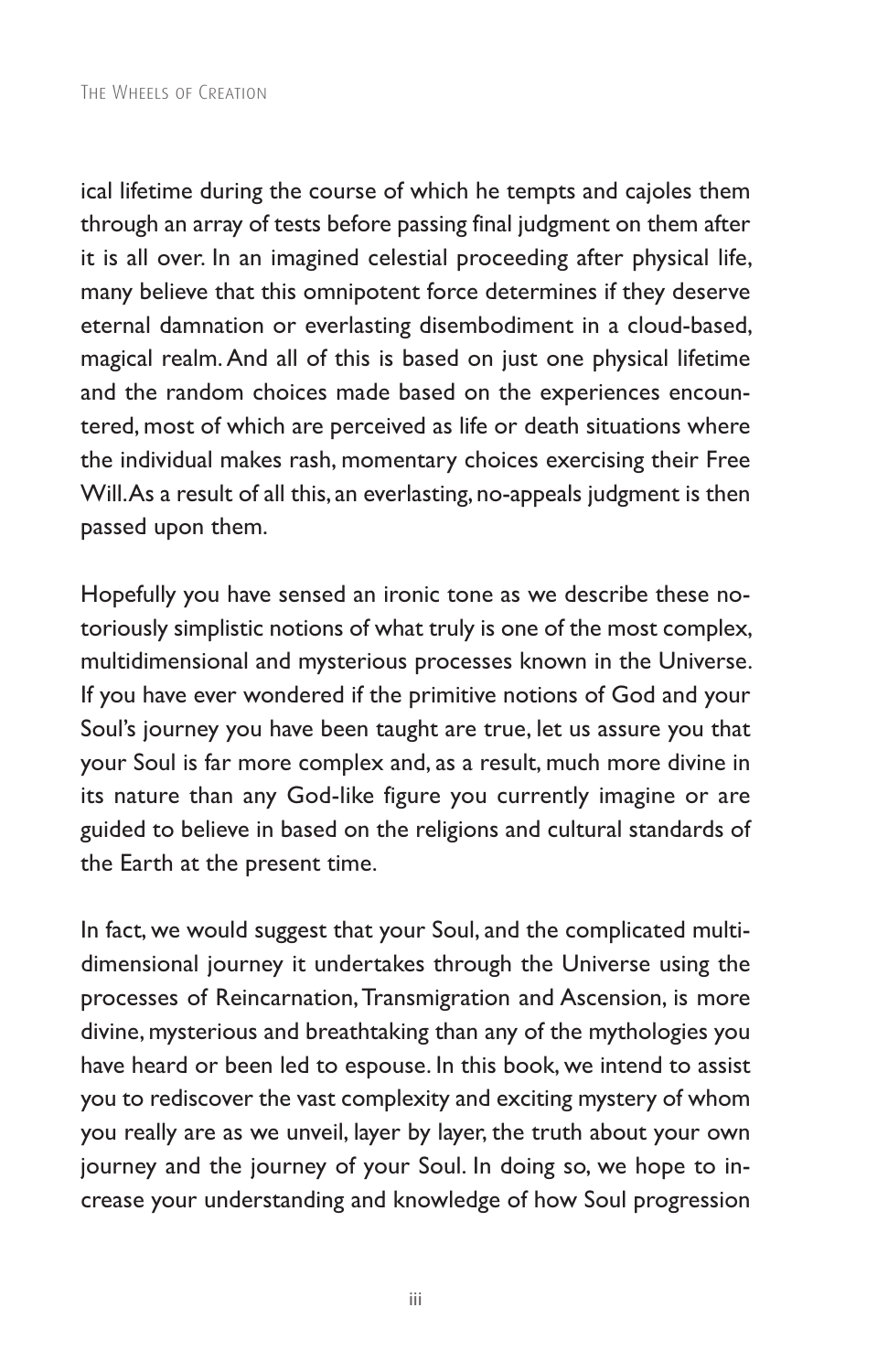ical lifetime during the course of which he tempts and cajoles them through an array of tests before passing final judgment on them after it is all over. In an imagined celestial proceeding after physical life, many believe that this omnipotent force determines if they deserve eternal damnation or everlasting disembodiment in a cloud-based, magical realm. And all of this is based on just one physical lifetime and the random choices made based on the experiences encountered, most of which are perceived as life or death situations where the individual makes rash, momentary choices exercising their Free Will. As a result of all this, an everlasting, no-appeals judgment is then passed upon them.

Hopefully you have sensed an ironic tone as we describe these notoriously simplistic notions of what truly is one of the most complex, multidimensional and mysterious processes known in the Universe. If you have ever wondered if the primitive notions of God and your Soul's journey you have been taught are true, let us assure you that your Soul is far more complex and, as a result, much more divine in its nature than any God-like figure you currently imagine or are guided to believe in based on the religions and cultural standards of the Earth at the present time.

In fact, we would suggest that your Soul, and the complicated multidimensional journey it undertakes through the Universe using the processes of Reincarnation, Transmigration and Ascension, is more divine, mysterious and breathtaking than any of the mythologies you have heard or been led to espouse. In this book, we intend to assist you to rediscover the vast complexity and exciting mystery of whom you really are as we unveil, layer by layer, the truth about your own journey and the journey of your Soul. In doing so, we hope to increase your understanding and knowledge of how Soul progression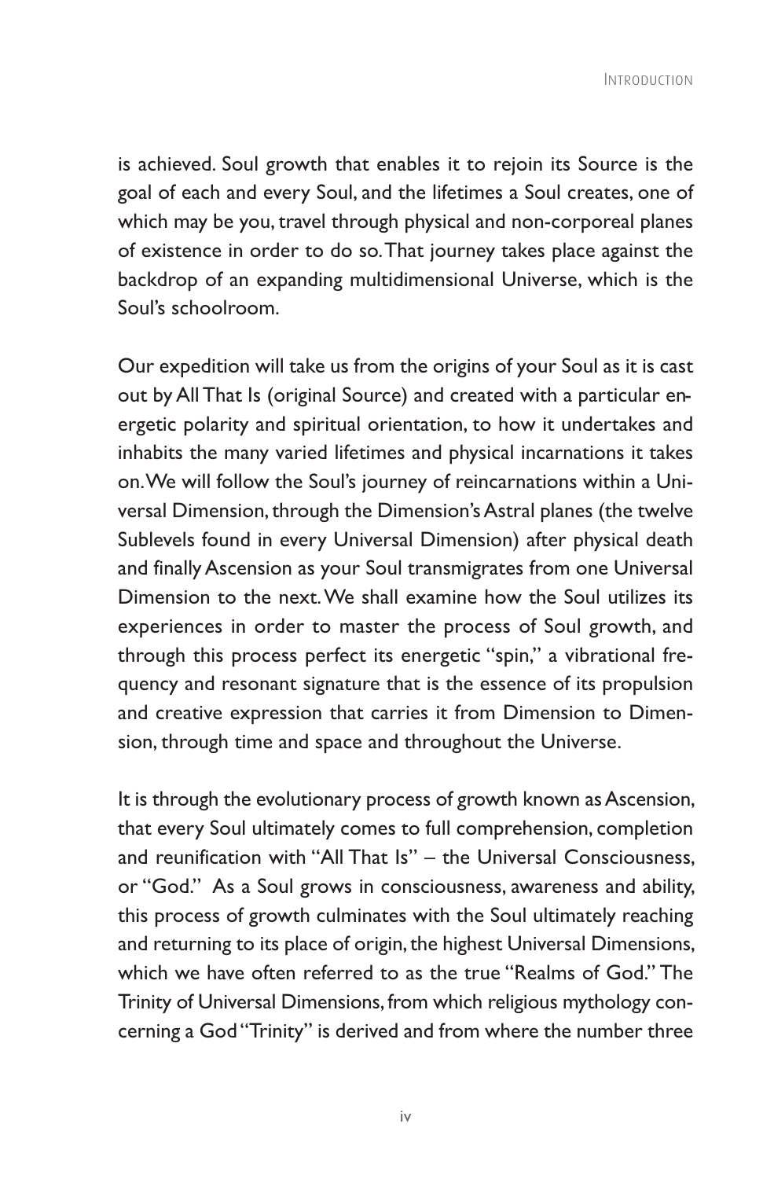is achieved. Soul growth that enables it to rejoin its Source is the goal of each and every Soul, and the lifetimes a Soul creates, one of which may be you, travel through physical and non-corporeal planes of existence in order to do so. That journey takes place against the backdrop of an expanding multidimensional Universe, which is the Soul's schoolroom.

Our expedition will take us from the origins of your Soul as it is cast out by All That Is (original Source) and created with a particular energetic polarity and spiritual orientation, to how it undertakes and inhabits the many varied lifetimes and physical incarnations it takes on. We will follow the Soul's journey of reincarnations within a Universal Dimension, through the Dimension's Astral planes (the twelve Sublevels found in every Universal Dimension) after physical death and finally Ascension as your Soul transmigrates from one Universal Dimension to the next. We shall examine how the Soul utilizes its experiences in order to master the process of Soul growth, and through this process perfect its energetic "spin," a vibrational frequency and resonant signature that is the essence of its propulsion and creative expression that carries it from Dimension to Dimension, through time and space and throughout the Universe.

It is through the evolutionary process of growth known as Ascension, that every Soul ultimately comes to full comprehension, completion and reunification with "All That Is" – the Universal Consciousness, or "God." As a Soul grows in consciousness, awareness and ability, this process of growth culminates with the Soul ultimately reaching and returning to its place of origin, the highest Universal Dimensions, which we have often referred to as the true "Realms of God." The Trinity of Universal Dimensions, from which religious mythology concerning a God "Trinity" is derived and from where the number three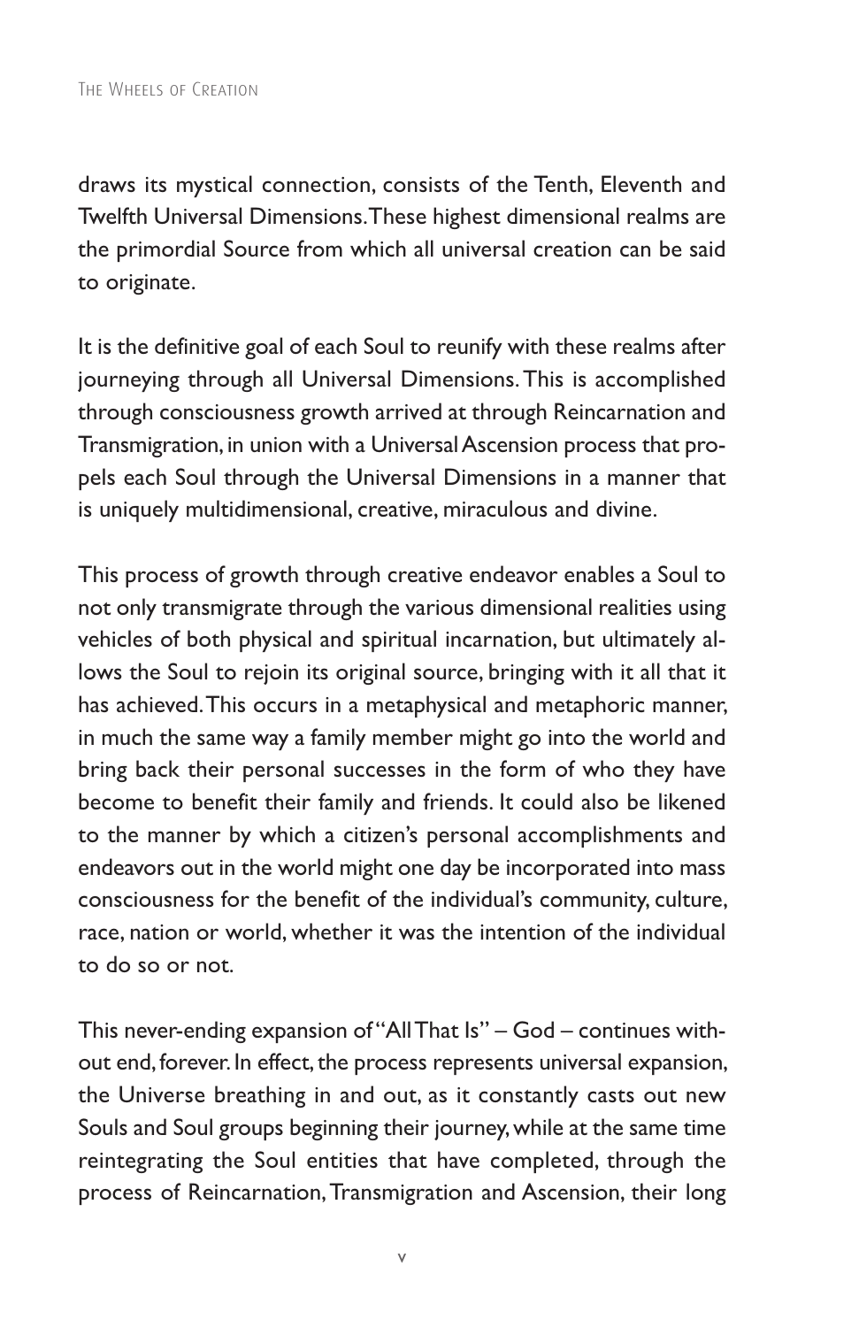draws its mystical connection, consists of the Tenth, Eleventh and Twelfth Universal Dimensions. These highest dimensional realms are the primordial Source from which all universal creation can be said to originate.

It is the definitive goal of each Soul to reunify with these realms after journeying through all Universal Dimensions. This is accomplished through consciousness growth arrived at through Reincarnation and Transmigration, in union with a Universal Ascension process that propels each Soul through the Universal Dimensions in a manner that is uniquely multidimensional, creative, miraculous and divine.

This process of growth through creative endeavor enables a Soul to not only transmigrate through the various dimensional realities using vehicles of both physical and spiritual incarnation, but ultimately allows the Soul to rejoin its original source, bringing with it all that it has achieved. This occurs in a metaphysical and metaphoric manner, in much the same way a family member might go into the world and bring back their personal successes in the form of who they have become to benefit their family and friends. It could also be likened to the manner by which a citizen's personal accomplishments and endeavors out in the world might one day be incorporated into mass consciousness for the benefit of the individual's community, culture, race, nation or world, whether it was the intention of the individual to do so or not.

This never-ending expansion of "All That Is" – God – continues without end, forever. In effect, the process represents universal expansion, the Universe breathing in and out, as it constantly casts out new Souls and Soul groups beginning their journey, while at the same time reintegrating the Soul entities that have completed, through the process of Reincarnation, Transmigration and Ascension, their long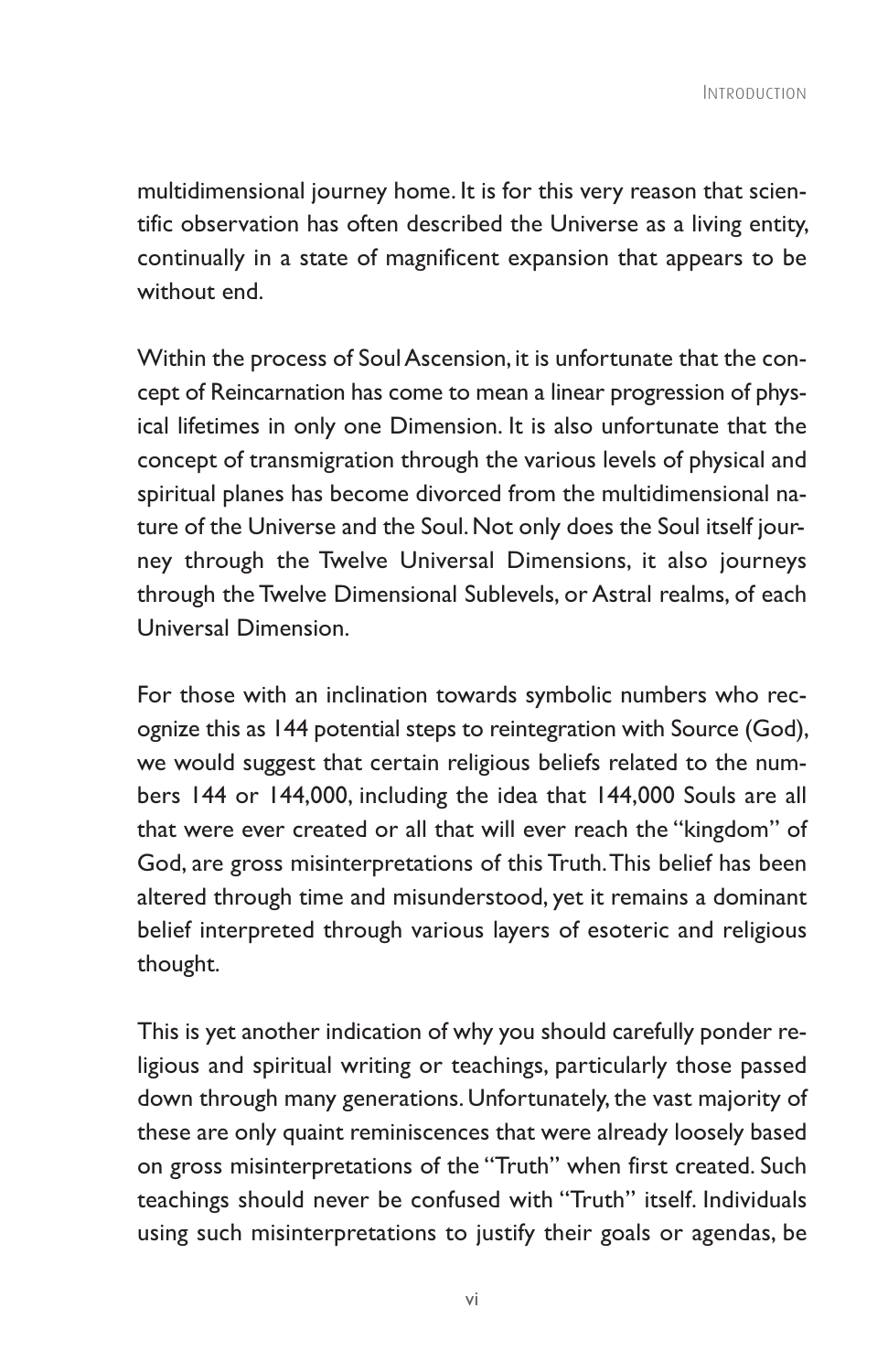multidimensional journey home. It is for this very reason that scientific observation has often described the Universe as a living entity, continually in a state of magnificent expansion that appears to be without end.

Within the process of Soul Ascension, it is unfortunate that the concept of Reincarnation has come to mean a linear progression of physical lifetimes in only one Dimension. It is also unfortunate that the concept of transmigration through the various levels of physical and spiritual planes has become divorced from the multidimensional nature of the Universe and the Soul. Not only does the Soul itself journey through the Twelve Universal Dimensions, it also journeys through the Twelve Dimensional Sublevels, or Astral realms, of each Universal Dimension.

For those with an inclination towards symbolic numbers who recognize this as 144 potential steps to reintegration with Source (God), we would suggest that certain religious beliefs related to the numbers 144 or 144,000, including the idea that 144,000 Souls are all that were ever created or all that will ever reach the "kingdom" of God, are gross misinterpretations of this Truth. This belief has been altered through time and misunderstood, yet it remains a dominant belief interpreted through various layers of esoteric and religious thought.

This is yet another indication of why you should carefully ponder religious and spiritual writing or teachings, particularly those passed down through many generations. Unfortunately, the vast majority of these are only quaint reminiscences that were already loosely based on gross misinterpretations of the "Truth" when first created. Such teachings should never be confused with "Truth" itself. Individuals using such misinterpretations to justify their goals or agendas, be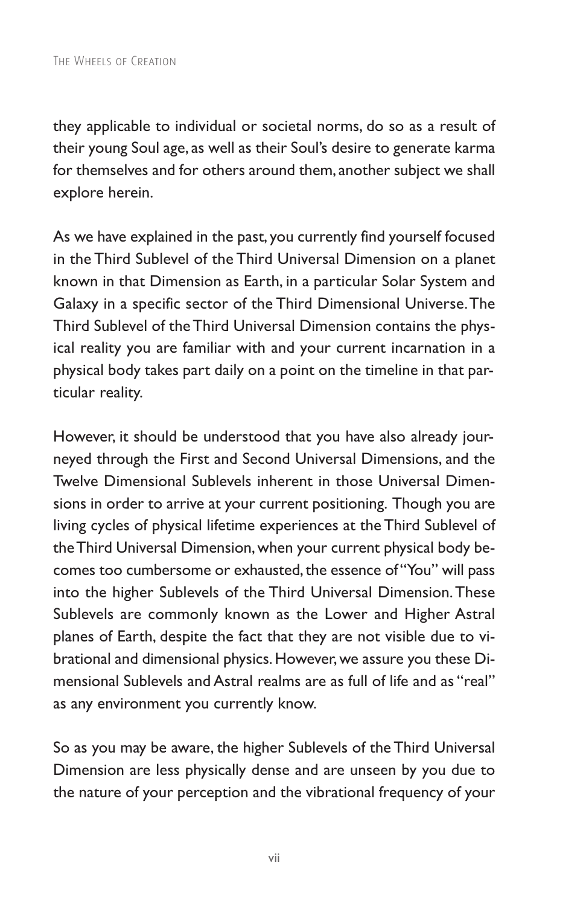they applicable to individual or societal norms, do so as a result of their young Soul age, as well as their Soul's desire to generate karma for themselves and for others around them, another subject we shall explore herein.

As we have explained in the past, you currently find yourself focused in the Third Sublevel of the Third Universal Dimension on a planet known in that Dimension as Earth, in a particular Solar System and Galaxy in a specific sector of the Third Dimensional Universe. The Third Sublevel of the Third Universal Dimension contains the physical reality you are familiar with and your current incarnation in a physical body takes part daily on a point on the timeline in that particular reality.

However, it should be understood that you have also already journeyed through the First and Second Universal Dimensions, and the Twelve Dimensional Sublevels inherent in those Universal Dimensions in order to arrive at your current positioning. Though you are living cycles of physical lifetime experiences at the Third Sublevel of the Third Universal Dimension, when your current physical body becomes too cumbersome or exhausted, the essence of "You" will pass into the higher Sublevels of the Third Universal Dimension. These Sublevels are commonly known as the Lower and Higher Astral planes of Earth, despite the fact that they are not visible due to vibrational and dimensional physics. However, we assure you these Dimensional Sublevels and Astral realms are as full of life and as "real" as any environment you currently know.

So as you may be aware, the higher Sublevels of the Third Universal Dimension are less physically dense and are unseen by you due to the nature of your perception and the vibrational frequency of your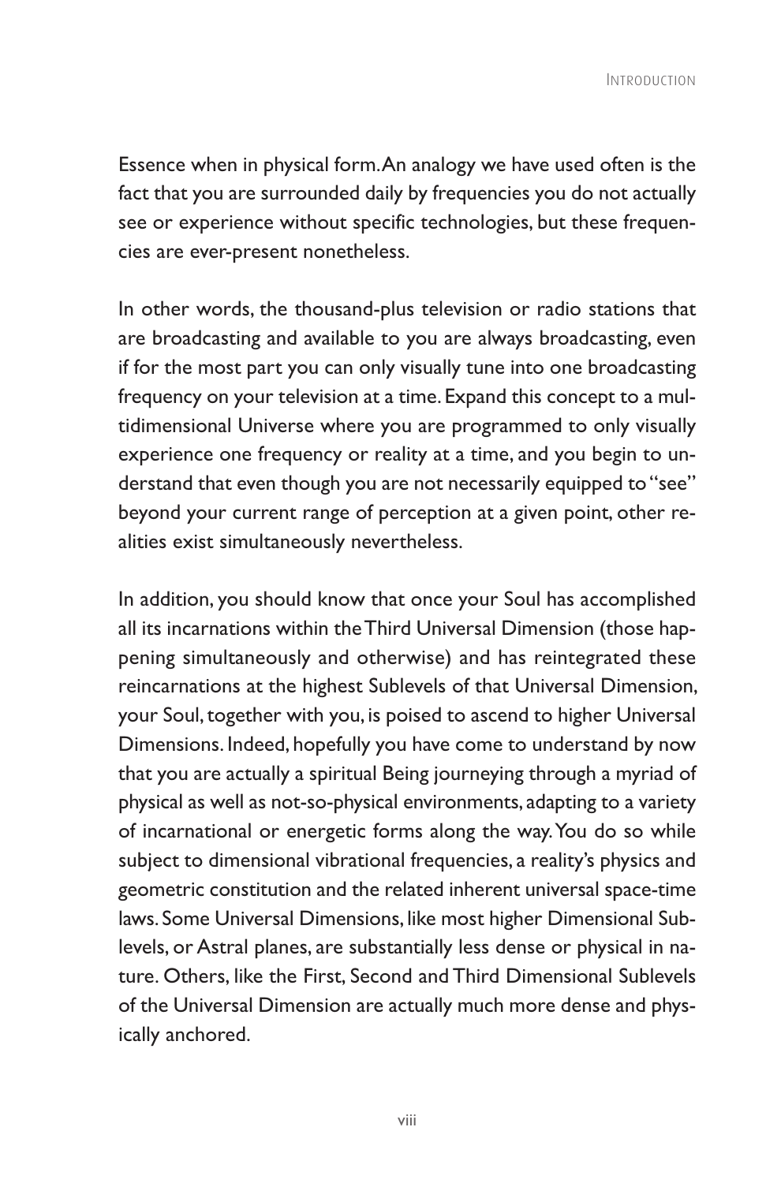Essence when in physical form. An analogy we have used often is the fact that you are surrounded daily by frequencies you do not actually see or experience without specific technologies, but these frequencies are ever-present nonetheless.

In other words, the thousand-plus television or radio stations that are broadcasting and available to you are always broadcasting, even if for the most part you can only visually tune into one broadcasting frequency on your television at a time. Expand this concept to a multidimensional Universe where you are programmed to only visually experience one frequency or reality at a time, and you begin to understand that even though you are not necessarily equipped to "see" beyond your current range of perception at a given point, other realities exist simultaneously nevertheless.

In addition, you should know that once your Soul has accomplished all its incarnations within the Third Universal Dimension (those happening simultaneously and otherwise) and has reintegrated these reincarnations at the highest Sublevels of that Universal Dimension, your Soul, together with you, is poised to ascend to higher Universal Dimensions. Indeed, hopefully you have come to understand by now that you are actually a spiritual Being journeying through a myriad of physical as well as not-so-physical environments, adapting to a variety of incarnational or energetic forms along the way. You do so while subject to dimensional vibrational frequencies, a reality's physics and geometric constitution and the related inherent universal space-time laws. Some Universal Dimensions, like most higher Dimensional Sublevels, or Astral planes, are substantially less dense or physical in nature. Others, like the First, Second and Third Dimensional Sublevels of the Universal Dimension are actually much more dense and physically anchored.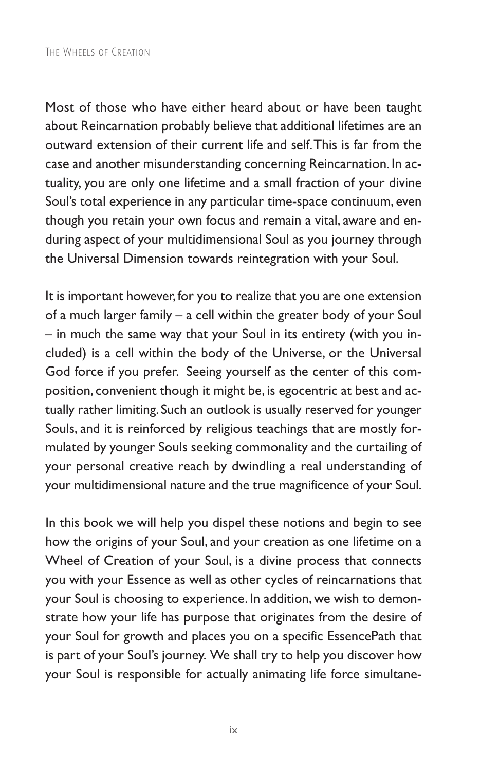Most of those who have either heard about or have been taught about Reincarnation probably believe that additional lifetimes are an outward extension of their current life and self. This is far from the case and another misunderstanding concerning Reincarnation. In actuality, you are only one lifetime and a small fraction of your divine Soul's total experience in any particular time-space continuum, even though you retain your own focus and remain a vital, aware and enduring aspect of your multidimensional Soul as you journey through the Universal Dimension towards reintegration with your Soul.

It is important however, for you to realize that you are one extension of a much larger family – a cell within the greater body of your Soul – in much the same way that your Soul in its entirety (with you included) is a cell within the body of the Universe, or the Universal God force if you prefer. Seeing yourself as the center of this composition, convenient though it might be, is egocentric at best and actually rather limiting. Such an outlook is usually reserved for younger Souls, and it is reinforced by religious teachings that are mostly formulated by younger Souls seeking commonality and the curtailing of your personal creative reach by dwindling a real understanding of your multidimensional nature and the true magnificence of your Soul.

In this book we will help you dispel these notions and begin to see how the origins of your Soul, and your creation as one lifetime on a Wheel of Creation of your Soul, is a divine process that connects you with your Essence as well as other cycles of reincarnations that your Soul is choosing to experience. In addition, we wish to demonstrate how your life has purpose that originates from the desire of your Soul for growth and places you on a specific EssencePath that is part of your Soul's journey. We shall try to help you discover how your Soul is responsible for actually animating life force simultane-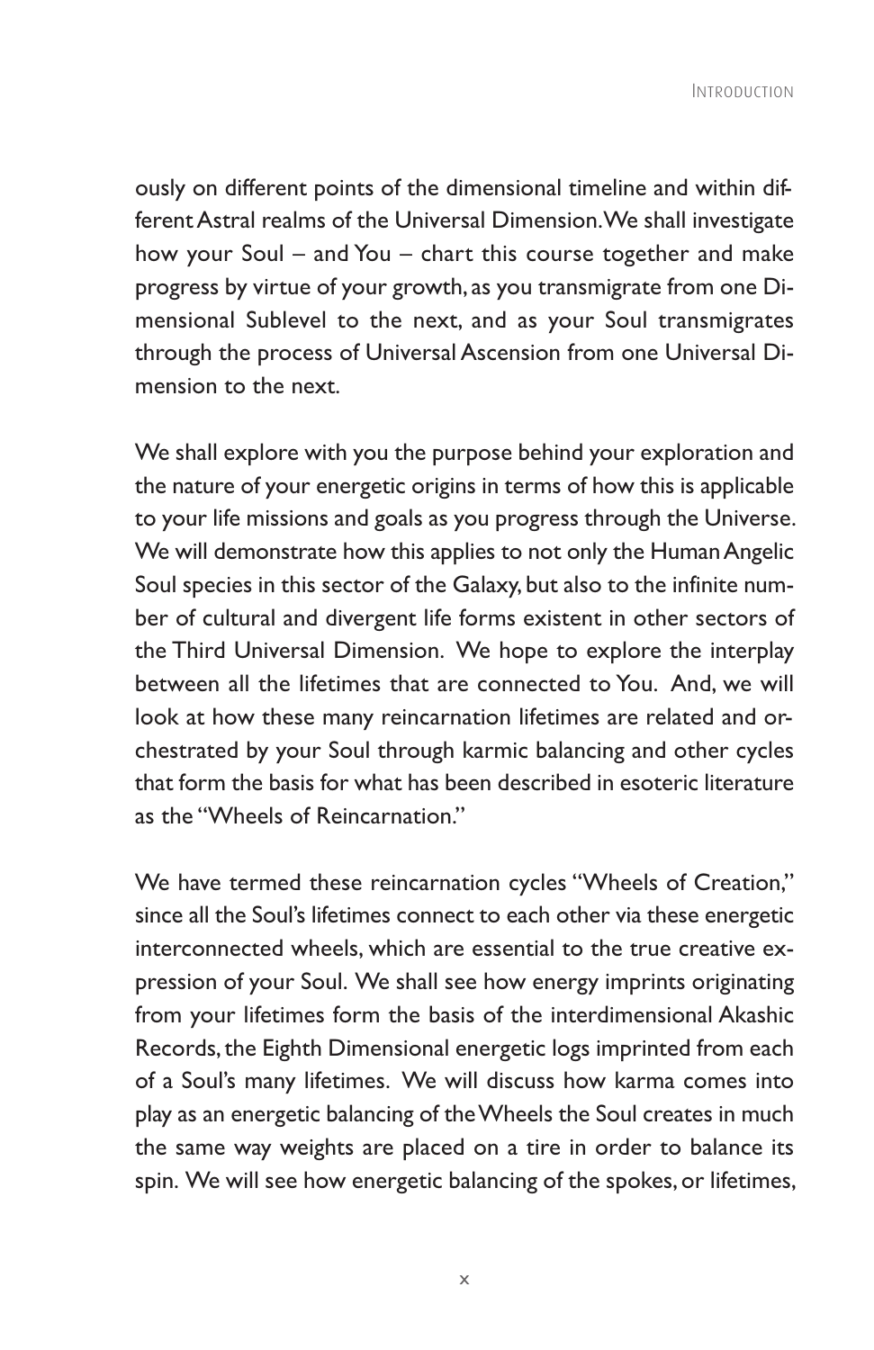ously on different points of the dimensional timeline and within different Astral realms of the Universal Dimension. We shall investigate how your Soul – and You – chart this course together and make progress by virtue of your growth, as you transmigrate from one Dimensional Sublevel to the next, and as your Soul transmigrates through the process of Universal Ascension from one Universal Dimension to the next.

We shall explore with you the purpose behind your exploration and the nature of your energetic origins in terms of how this is applicable to your life missions and goals as you progress through the Universe. We will demonstrate how this applies to not only the Human Angelic Soul species in this sector of the Galaxy, but also to the infinite number of cultural and divergent life forms existent in other sectors of the Third Universal Dimension. We hope to explore the interplay between all the lifetimes that are connected to You. And, we will look at how these many reincarnation lifetimes are related and orchestrated by your Soul through karmic balancing and other cycles that form the basis for what has been described in esoteric literature as the "Wheels of Reincarnation."

We have termed these reincarnation cycles "Wheels of Creation," since all the Soul's lifetimes connect to each other via these energetic interconnected wheels, which are essential to the true creative expression of your Soul. We shall see how energy imprints originating from your lifetimes form the basis of the interdimensional Akashic Records, the Eighth Dimensional energetic logs imprinted from each of a Soul's many lifetimes. We will discuss how karma comes into play as an energetic balancing of the Wheels the Soul creates in much the same way weights are placed on a tire in order to balance its spin. We will see how energetic balancing of the spokes, or lifetimes,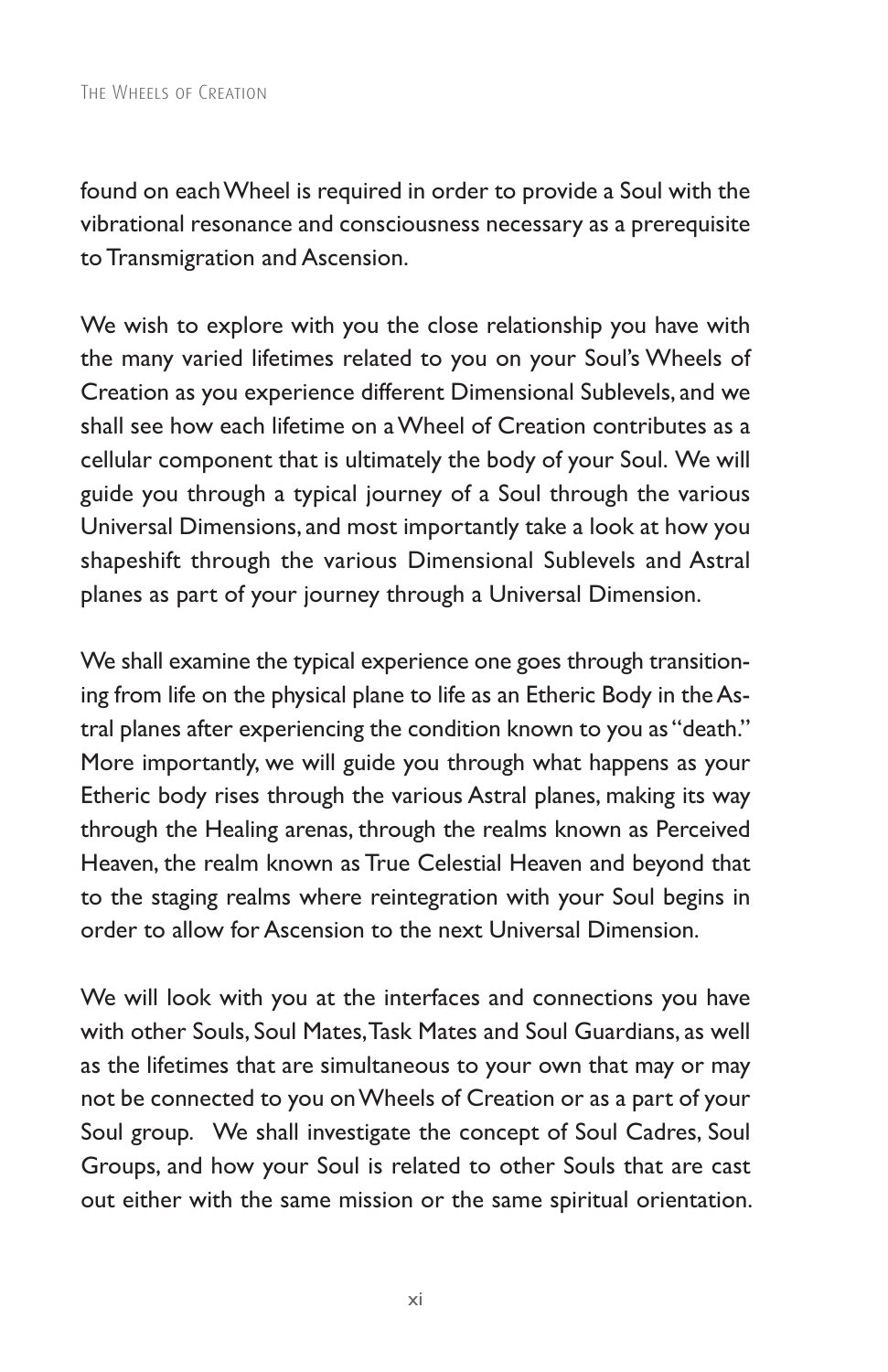found on each Wheel is required in order to provide a Soul with the vibrational resonance and consciousness necessary as a prerequisite to Transmigration and Ascension.

We wish to explore with you the close relationship you have with the many varied lifetimes related to you on your Soul's Wheels of Creation as you experience different Dimensional Sublevels, and we shall see how each lifetime on a Wheel of Creation contributes as a cellular component that is ultimately the body of your Soul. We will guide you through a typical journey of a Soul through the various Universal Dimensions, and most importantly take a look at how you shapeshift through the various Dimensional Sublevels and Astral planes as part of your journey through a Universal Dimension.

We shall examine the typical experience one goes through transitioning from life on the physical plane to life as an Etheric Body in the Astral planes after experiencing the condition known to you as "death." More importantly, we will guide you through what happens as your Etheric body rises through the various Astral planes, making its way through the Healing arenas, through the realms known as Perceived Heaven, the realm known as True Celestial Heaven and beyond that to the staging realms where reintegration with your Soul begins in order to allow for Ascension to the next Universal Dimension.

We will look with you at the interfaces and connections you have with other Souls, Soul Mates, Task Mates and Soul Guardians, as well as the lifetimes that are simultaneous to your own that may or may not be connected to you on Wheels of Creation or as a part of your Soul group. We shall investigate the concept of Soul Cadres, Soul Groups, and how your Soul is related to other Souls that are cast out either with the same mission or the same spiritual orientation.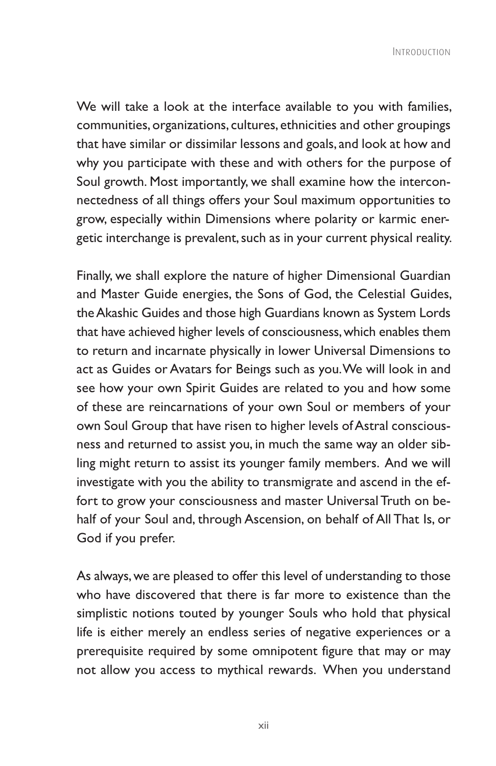We will take a look at the interface available to you with families, communities, organizations, cultures, ethnicities and other groupings that have similar or dissimilar lessons and goals, and look at how and why you participate with these and with others for the purpose of Soul growth. Most importantly, we shall examine how the interconnectedness of all things offers your Soul maximum opportunities to grow, especially within Dimensions where polarity or karmic energetic interchange is prevalent, such as in your current physical reality.

Finally, we shall explore the nature of higher Dimensional Guardian and Master Guide energies, the Sons of God, the Celestial Guides, the Akashic Guides and those high Guardians known as System Lords that have achieved higher levels of consciousness, which enables them to return and incarnate physically in lower Universal Dimensions to act as Guides or Avatars for Beings such as you. We will look in and see how your own Spirit Guides are related to you and how some of these are reincarnations of your own Soul or members of your own Soul Group that have risen to higher levels of Astral consciousness and returned to assist you, in much the same way an older sibling might return to assist its younger family members. And we will investigate with you the ability to transmigrate and ascend in the effort to grow your consciousness and master Universal Truth on behalf of your Soul and, through Ascension, on behalf of All That Is, or God if you prefer.

As always, we are pleased to offer this level of understanding to those who have discovered that there is far more to existence than the simplistic notions touted by younger Souls who hold that physical life is either merely an endless series of negative experiences or a prerequisite required by some omnipotent figure that may or may not allow you access to mythical rewards. When you understand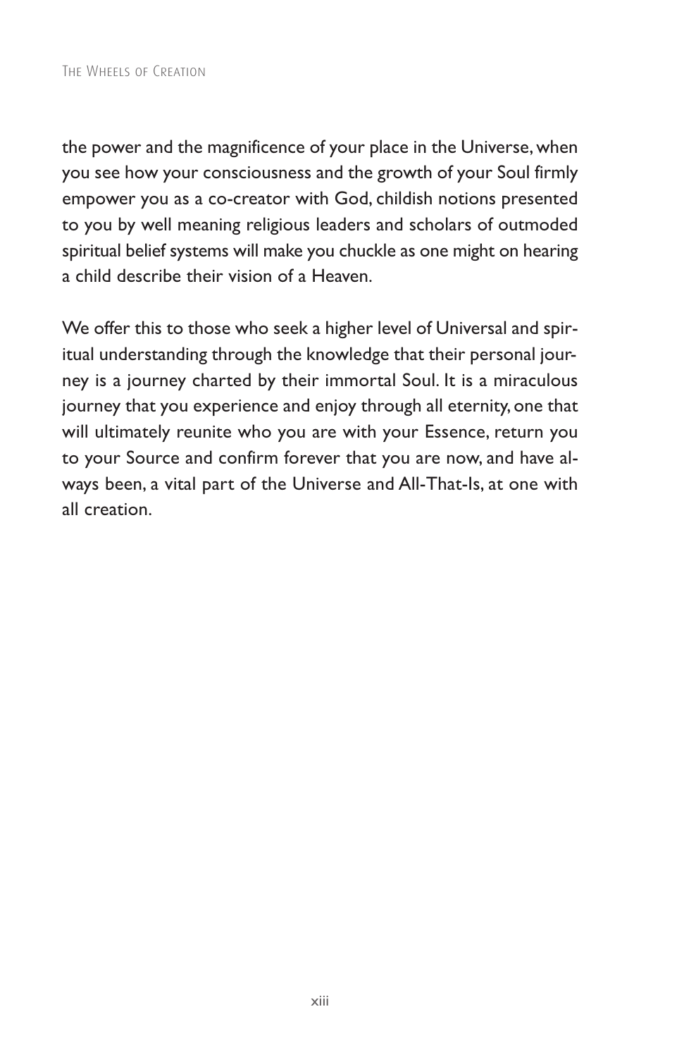the power and the magnificence of your place in the Universe, when you see how your consciousness and the growth of your Soul firmly empower you as a co-creator with God, childish notions presented to you by well meaning religious leaders and scholars of outmoded spiritual belief systems will make you chuckle as one might on hearing a child describe their vision of a Heaven.

We offer this to those who seek a higher level of Universal and spiritual understanding through the knowledge that their personal journey is a journey charted by their immortal Soul. It is a miraculous journey that you experience and enjoy through all eternity, one that will ultimately reunite who you are with your Essence, return you to your Source and confirm forever that you are now, and have always been, a vital part of the Universe and All-That-Is, at one with all creation.